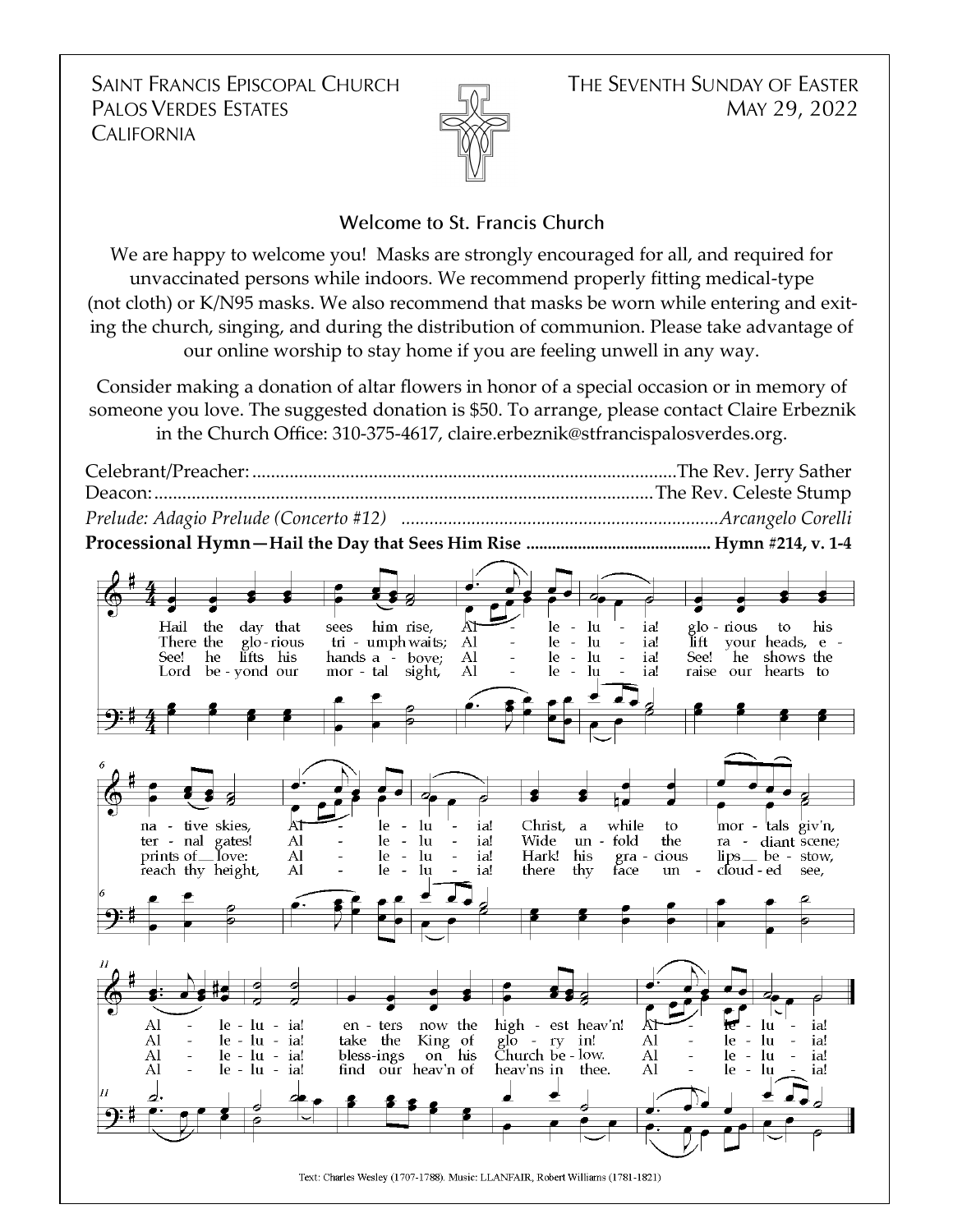SAINT FRANCIS EPISCOPAL CHURCH
PALOS VERDES ESTATES
CALIFORNIA

THE SEVENTH SUNDAY OF EASTER
MAY 29, 2022

## Welcome to St. Francis Church

We are happy to welcome you! Masks are strongly encouraged for all, and required for unvaccinated persons while indoors. We recommend properly fitting medical-type (not cloth) or K/N95 masks. We also recommend that masks be worn while entering and exiting the church, singing, and during the distribution of communion. Please take advantage of our online worship to stay home if you are feeling unwell in any way.

Consider making a donation of altar flowers in honor of a special occasion or in memory of someone you love. The suggested donation is $50. To arrange, please contact Claire Erbeznik in the Church Office: 310-375-4617, claire.erbeznik@stfrancispalosverdes.org.

Celebrant/Preacher: ........................................................................................The Rev. Jerry Sather
Deacon: ........................................................................................................The Rev. Celeste Stump

*Prelude: Adagio Prelude (Concerto #12) ..................................................................Arcangelo Corelli*

**Processional Hymn—Hail the Day that Sees Him Rise .......................................... Hymn #214, v. 1-4**

Hail the day that sees him rise, Alleluia! glorious to his native skies, Alleluia! Christ, a while to mortals giv'n, Alleluia! enters now the highest heav'n! Alleluia!

There the glorious triumph waits; Alleluia! lift your heads, eternal gates! Alleluia! Wide unfold the radiant scene; Alleluia! take the King of glory in! Alleluia!

See! he lifts his hands above; Alleluia! See! he shows the prints of love: Alleluia! Hark! his gracious lips bestow, Alleluia! blessings on his Church below. Alleluia!

Lord beyond our mortal sight, Alleluia! raise our hearts to reach thy height, Alleluia! there thy face unclouded see, Alleluia! find our heav'n of heav'ns in thee. Alleluia!

Text: Charles Wesley (1707-1788). Music: LLANFAIR, Robert Williams (1781-1821)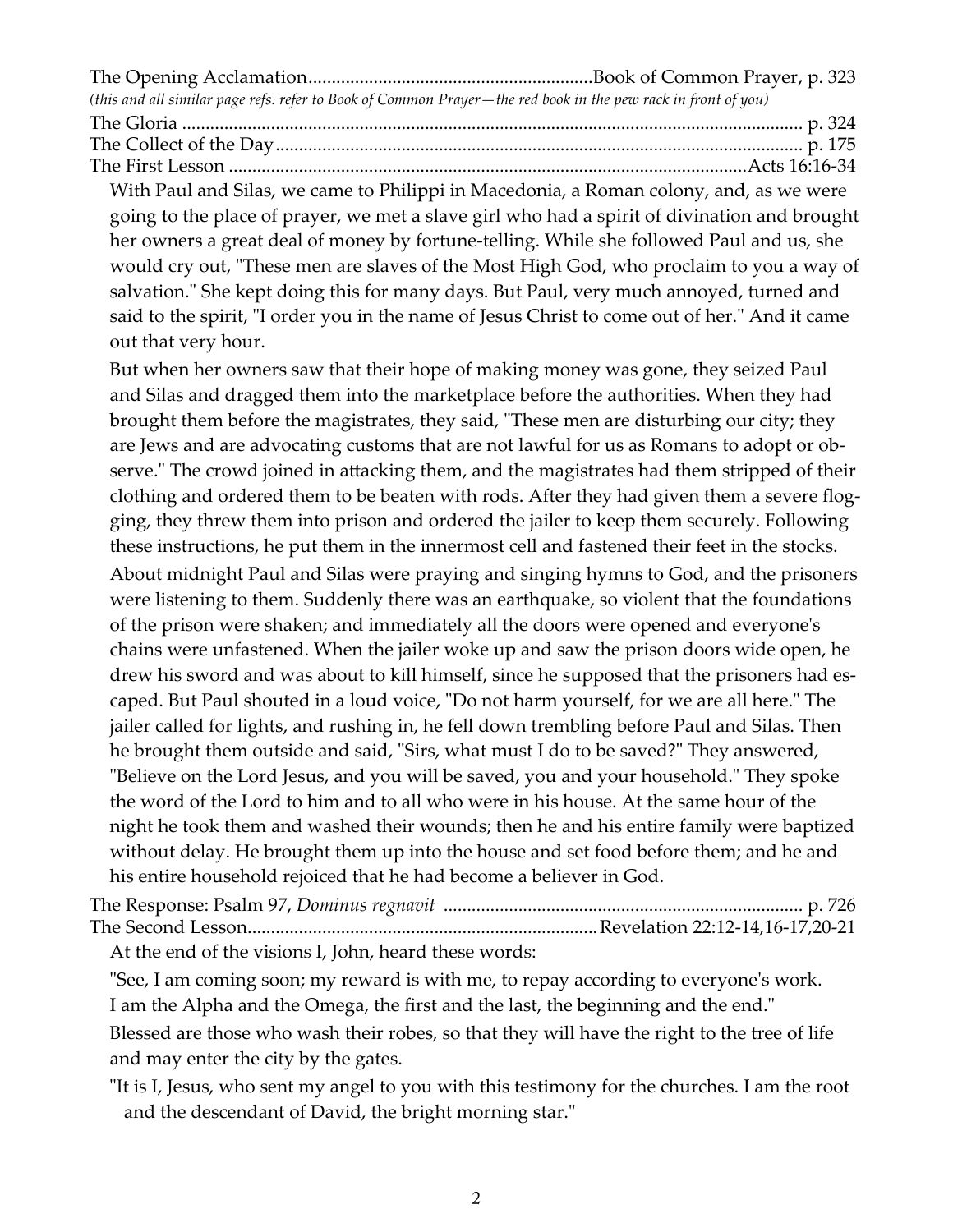The Opening Acclamation............................................................Book of Common Prayer, p. 323

*(this and all similar page refs. refer to Book of Common Prayer—the red book in the pew rack in front of you)*

The Gloria ..................................................................................................................... p. 324

The Collect of the Day................................................................................................. p. 175

The First Lesson ..............................................................................................Acts 16:16-34

With Paul and Silas, we came to Philippi in Macedonia, a Roman colony, and, as we were going to the place of prayer, we met a slave girl who had a spirit of divination and brought her owners a great deal of money by fortune-telling. While she followed Paul and us, she would cry out, "These men are slaves of the Most High God, who proclaim to you a way of salvation." She kept doing this for many days. But Paul, very much annoyed, turned and said to the spirit, "I order you in the name of Jesus Christ to come out of her." And it came out that very hour.

But when her owners saw that their hope of making money was gone, they seized Paul and Silas and dragged them into the marketplace before the authorities. When they had brought them before the magistrates, they said, "These men are disturbing our city; they are Jews and are advocating customs that are not lawful for us as Romans to adopt or observe." The crowd joined in attacking them, and the magistrates had them stripped of their clothing and ordered them to be beaten with rods. After they had given them a severe flogging, they threw them into prison and ordered the jailer to keep them securely. Following these instructions, he put them in the innermost cell and fastened their feet in the stocks.

About midnight Paul and Silas were praying and singing hymns to God, and the prisoners were listening to them. Suddenly there was an earthquake, so violent that the foundations of the prison were shaken; and immediately all the doors were opened and everyone's chains were unfastened. When the jailer woke up and saw the prison doors wide open, he drew his sword and was about to kill himself, since he supposed that the prisoners had escaped. But Paul shouted in a loud voice, "Do not harm yourself, for we are all here." The jailer called for lights, and rushing in, he fell down trembling before Paul and Silas. Then he brought them outside and said, "Sirs, what must I do to be saved?" They answered, "Believe on the Lord Jesus, and you will be saved, you and your household." They spoke the word of the Lord to him and to all who were in his house. At the same hour of the night he took them and washed their wounds; then he and his entire family were baptized without delay. He brought them up into the house and set food before them; and he and his entire household rejoiced that he had become a believer in God.

The Response: Psalm 97, *Dominus regnavit* ............................................................................ p. 726

The Second Lesson.........................................................................Revelation 22:12-14,16-17,20-21

At the end of the visions I, John, heard these words:

"See, I am coming soon; my reward is with me, to repay according to everyone's work. I am the Alpha and the Omega, the first and the last, the beginning and the end."

Blessed are those who wash their robes, so that they will have the right to the tree of life and may enter the city by the gates.

"It is I, Jesus, who sent my angel to you with this testimony for the churches. I am the root and the descendant of David, the bright morning star."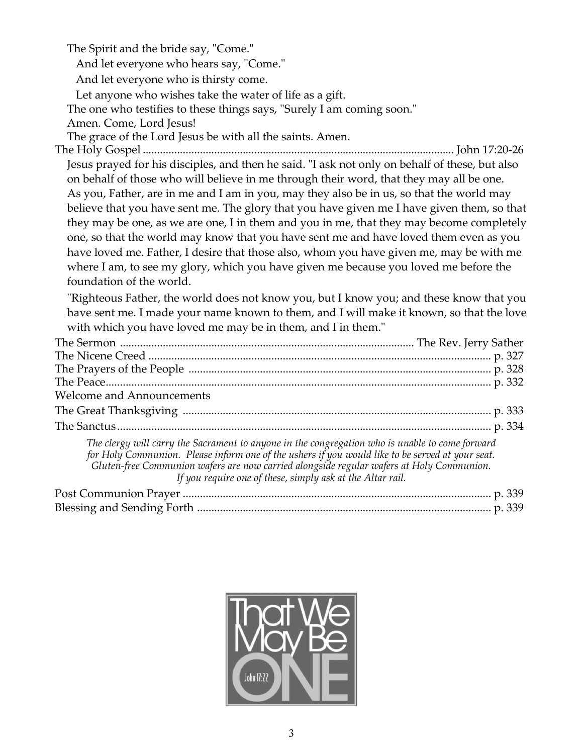The Spirit and the bride say, "Come."

And let everyone who hears say, "Come."

And let everyone who is thirsty come.

Let anyone who wishes take the water of life as a gift.

The one who testifies to these things says, "Surely I am coming soon."

Amen. Come, Lord Jesus!

The grace of the Lord Jesus be with all the saints. Amen.

The Holy Gospel .......................................... John 17:20-26

Jesus prayed for his disciples, and then he said. "I ask not only on behalf of these, but also on behalf of those who will believe in me through their word, that they may all be one. As you, Father, are in me and I am in you, may they also be in us, so that the world may believe that you have sent me. The glory that you have given me I have given them, so that they may be one, as we are one, I in them and you in me, that they may become completely one, so that the world may know that you have sent me and have loved them even as you have loved me. Father, I desire that those also, whom you have given me, may be with me where I am, to see my glory, which you have given me because you loved me before the foundation of the world.

"Righteous Father, the world does not know you, but I know you; and these know that you have sent me. I made your name known to them, and I will make it known, so that the love with which you have loved me may be in them, and I in them."

The Sermon .......................................... The Rev. Jerry Sather

The Nicene Creed .......................................... p. 327

The Prayers of the People .......................................... p. 328

The Peace .......................................... p. 332

Welcome and Announcements

The Great Thanksgiving .......................................... p. 333

The Sanctus .......................................... p. 334

*The clergy will carry the Sacrament to anyone in the congregation who is unable to come forward for Holy Communion. Please inform one of the ushers if you would like to be served at your seat. Gluten-free Communion wafers are now carried alongside regular wafers at Holy Communion. If you require one of these, simply ask at the Altar rail.*

Post Communion Prayer .......................................... p. 339

Blessing and Sending Forth .......................................... p. 339

That We May Be ONE

John 17:22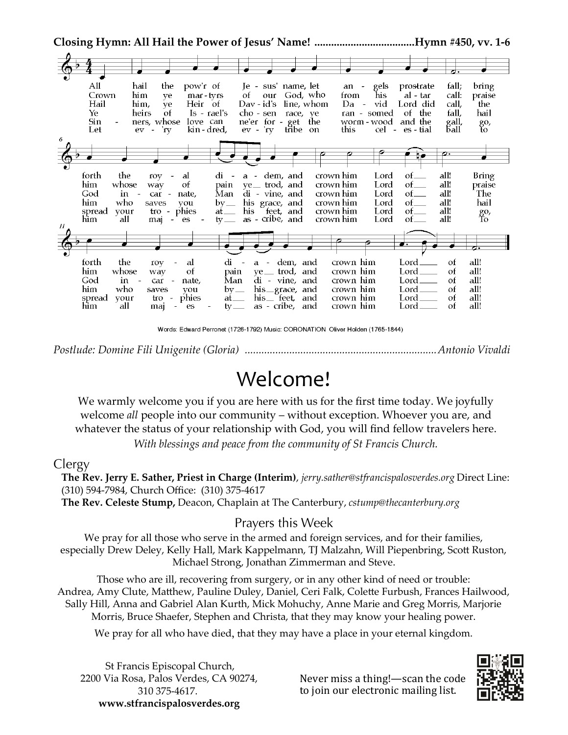**Closing Hymn: All Hail the Power of Jesus' Name! ....................................Hymn #450, vv. 1-6**

Words: Edward Perronet (1726-1792) Music: CORONATION Oliver Holden (1765-1844)

*Postlude: Domine Fili Unigenite (Gloria) ....................................................................Antonio Vivaldi*

# Welcome!

We warmly welcome you if you are here with us for the first time today. We joyfully welcome *all* people into our community – without exception. Whoever you are, and whatever the status of your relationship with God, you will find fellow travelers here.

*With blessings and peace from the community of St Francis Church.*

## Clergy

**The Rev. Jerry E. Sather, Priest in Charge (Interim)**, *jerry.sather@stfrancispalosverdes.org* Direct Line: (310) 594-7984, Church Office: (310) 375-4617

**The Rev. Celeste Stump,** Deacon, Chaplain at The Canterbury, *cstump@thecanterbury.org*

## Prayers this Week

We pray for all those who serve in the armed and foreign services, and for their families, especially Drew Deley, Kelly Hall, Mark Kappelmann, TJ Malzahn, Will Piepenbring, Scott Ruston, Michael Strong, Jonathan Zimmerman and Steve.

Those who are ill, recovering from surgery, or in any other kind of need or trouble: Andrea, Amy Clute, Matthew, Pauline Duley, Daniel, Ceri Falk, Colette Furbush, Frances Hailwood, Sally Hill, Anna and Gabriel Alan Kurth, Mick Mohuchy, Anne Marie and Greg Morris, Marjorie Morris, Bruce Shaefer, Stephen and Christa, that they may know your healing power.

We pray for all who have died, that they may have a place in your eternal kingdom.

St Francis Episcopal Church,
2200 Via Rosa, Palos Verdes, CA 90274,
310 375-4617.
**www.stfrancispalosverdes.org**

Never miss a thing!—scan the code to join our electronic mailing list.